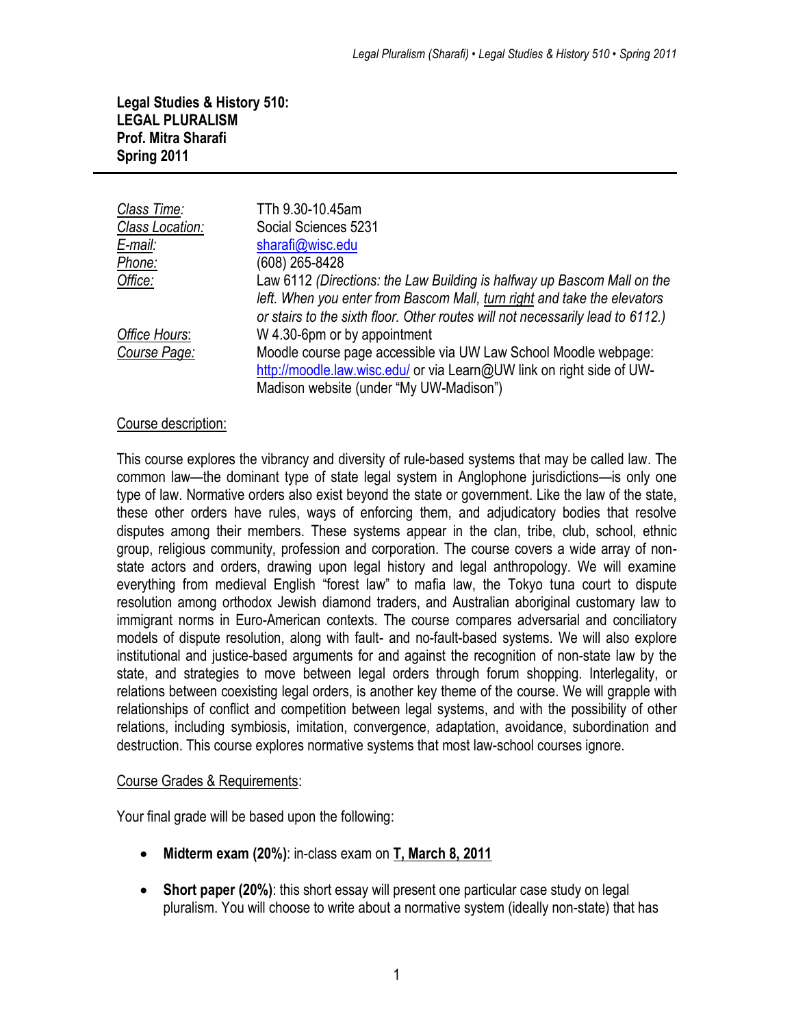**Legal Studies & History 510:**
**LEGAL PLURALISM**
**Prof. Mitra Sharafi**
**Spring 2011**

---

| | |
|---|---|
| *Class Time:* | TTh 9.30-10.45am |
| *Class Location:* | Social Sciences 5231 |
| *E-mail:* | sharafi@wisc.edu |
| *Phone:* | (608) 265-8428 |
| *Office:* | Law 6112 *(Directions: the Law Building is halfway up Bascom Mall on the left. When you enter from Bascom Mall, turn right and take the elevators or stairs to the sixth floor. Other routes will not necessarily lead to 6112.)* |
| *Office Hours:* | W 4.30-6pm or by appointment |
| *Course Page:* | Moodle course page accessible via UW Law School Moodle webpage: http://moodle.law.wisc.edu/ or via Learn@UW link on right side of UW-Madison website (under "My UW-Madison") |

Course description:

This course explores the vibrancy and diversity of rule-based systems that may be called law. The common law—the dominant type of state legal system in Anglophone jurisdictions—is only one type of law. Normative orders also exist beyond the state or government. Like the law of the state, these other orders have rules, ways of enforcing them, and adjudicatory bodies that resolve disputes among their members. These systems appear in the clan, tribe, club, school, ethnic group, religious community, profession and corporation. The course covers a wide array of non-state actors and orders, drawing upon legal history and legal anthropology. We will examine everything from medieval English "forest law" to mafia law, the Tokyo tuna court to dispute resolution among orthodox Jewish diamond traders, and Australian aboriginal customary law to immigrant norms in Euro-American contexts. The course compares adversarial and conciliatory models of dispute resolution, along with fault- and no-fault-based systems. We will also explore institutional and justice-based arguments for and against the recognition of non-state law by the state, and strategies to move between legal orders through forum shopping. Interlegality, or relations between coexisting legal orders, is another key theme of the course. We will grapple with relationships of conflict and competition between legal systems, and with the possibility of other relations, including symbiosis, imitation, convergence, adaptation, avoidance, subordination and destruction. This course explores normative systems that most law-school courses ignore.

Course Grades & Requirements:

Your final grade will be based upon the following:

- **Midterm exam (20%)**: in-class exam on **T, March 8, 2011**
- **Short paper (20%)**: this short essay will present one particular case study on legal pluralism. You will choose to write about a normative system (ideally non-state) that has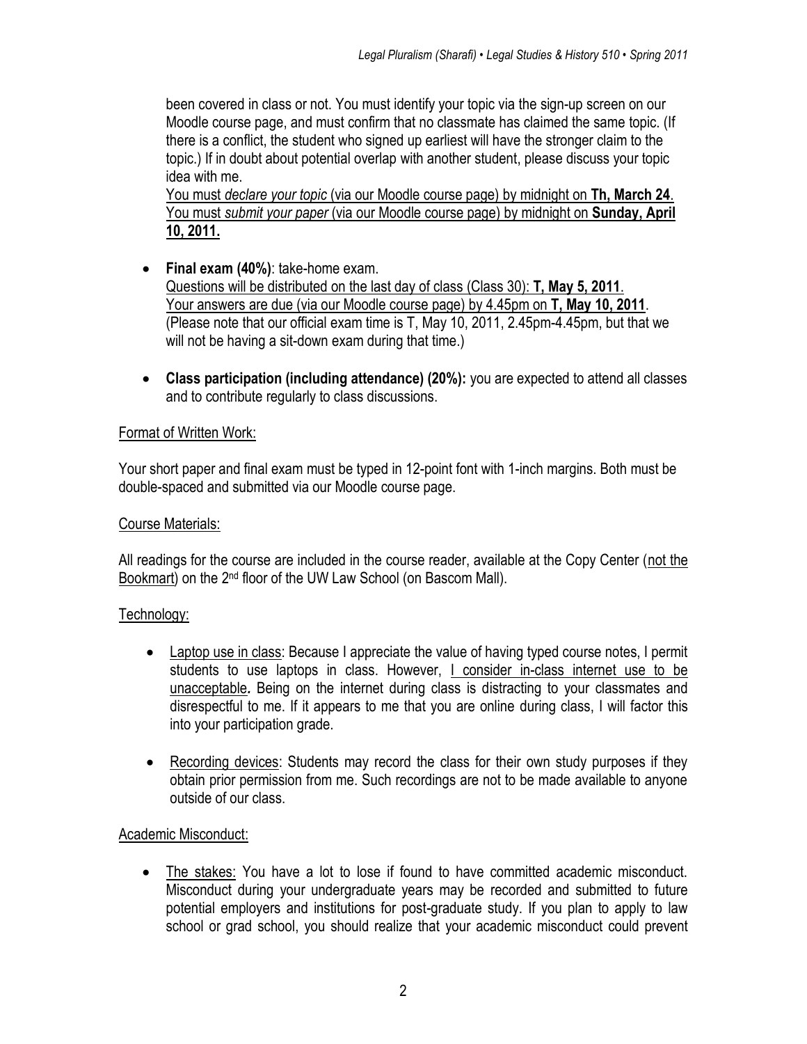been covered in class or not. You must identify your topic via the sign-up screen on our Moodle course page, and must confirm that no classmate has claimed the same topic. (If there is a conflict, the student who signed up earliest will have the stronger claim to the topic.) If in doubt about potential overlap with another student, please discuss your topic idea with me.
<u>You must *declare your topic* (via our Moodle course page) by midnight on **Th, March 24**.</u>
<u>You must *submit your paper* (via our Moodle course page) by midnight on **Sunday, April 10, 2011.**</u>

- **Final exam (40%)**: take-home exam.
  <u>Questions will be distributed on the last day of class (Class 30): **T, May 5, 2011**.</u>
  <u>Your answers are due (via our Moodle course page) by 4.45pm on **T, May 10, 2011**.</u>
  (Please note that our official exam time is T, May 10, 2011, 2.45pm-4.45pm, but that we will not be having a sit-down exam during that time.)

- **Class participation (including attendance) (20%):** you are expected to attend all classes and to contribute regularly to class discussions.

<u>Format of Written Work:</u>

Your short paper and final exam must be typed in 12-point font with 1-inch margins. Both must be double-spaced and submitted via our Moodle course page.

<u>Course Materials:</u>

All readings for the course are included in the course reader, available at the Copy Center (<u>not the Bookmart</u>) on the 2nd floor of the UW Law School (on Bascom Mall).

<u>Technology:</u>

- <u>Laptop use in class</u>: Because I appreciate the value of having typed course notes, I permit students to use laptops in class. However, <u>I consider in-class internet use to be unacceptable</u>***.*** Being on the internet during class is distracting to your classmates and disrespectful to me. If it appears to me that you are online during class, I will factor this into your participation grade.

- <u>Recording devices</u>: Students may record the class for their own study purposes if they obtain prior permission from me. Such recordings are not to be made available to anyone outside of our class.

<u>Academic Misconduct:</u>

- <u>The stakes:</u> You have a lot to lose if found to have committed academic misconduct. Misconduct during your undergraduate years may be recorded and submitted to future potential employers and institutions for post-graduate study. If you plan to apply to law school or grad school, you should realize that your academic misconduct could prevent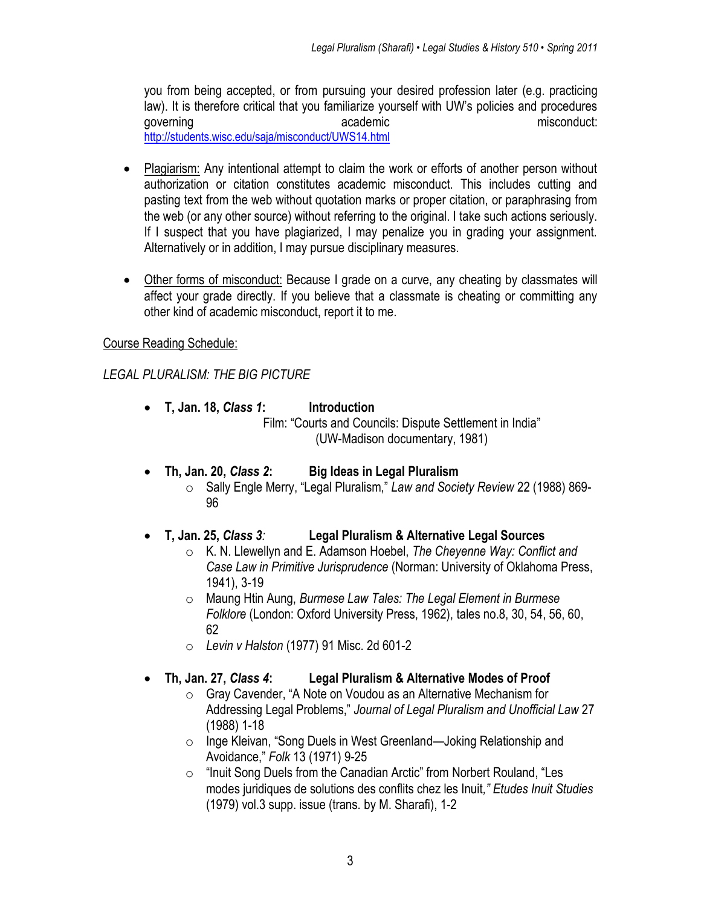you from being accepted, or from pursuing your desired profession later (e.g. practicing law). It is therefore critical that you familiarize yourself with UW's policies and procedures governing academic misconduct: http://students.wisc.edu/saja/misconduct/UWS14.html

- Plagiarism: Any intentional attempt to claim the work or efforts of another person without authorization or citation constitutes academic misconduct. This includes cutting and pasting text from the web without quotation marks or proper citation, or paraphrasing from the web (or any other source) without referring to the original. I take such actions seriously. If I suspect that you have plagiarized, I may penalize you in grading your assignment. Alternatively or in addition, I may pursue disciplinary measures.

- Other forms of misconduct: Because I grade on a curve, any cheating by classmates will affect your grade directly. If you believe that a classmate is cheating or committing any other kind of academic misconduct, report it to me.

Course Reading Schedule:

*LEGAL PLURALISM: THE BIG PICTURE*

- **T, Jan. 18, *Class 1*: Introduction**
  Film: "Courts and Councils: Dispute Settlement in India" (UW-Madison documentary, 1981)

- **Th, Jan. 20, *Class 2*: Big Ideas in Legal Pluralism**
  - Sally Engle Merry, "Legal Pluralism," *Law and Society Review* 22 (1988) 869-96

- **T, Jan. 25, *Class 3*: Legal Pluralism & Alternative Legal Sources**
  - K. N. Llewellyn and E. Adamson Hoebel, *The Cheyenne Way: Conflict and Case Law in Primitive Jurisprudence* (Norman: University of Oklahoma Press, 1941), 3-19
  - Maung Htin Aung, *Burmese Law Tales: The Legal Element in Burmese Folklore* (London: Oxford University Press, 1962), tales no.8, 30, 54, 56, 60, 62
  - *Levin v Halston* (1977) 91 Misc. 2d 601-2

- **Th, Jan. 27, *Class 4*: Legal Pluralism & Alternative Modes of Proof**
  - Gray Cavender, "A Note on Voudou as an Alternative Mechanism for Addressing Legal Problems," *Journal of Legal Pluralism and Unofficial Law* 27 (1988) 1-18
  - Inge Kleivan, "Song Duels in West Greenland—Joking Relationship and Avoidance," *Folk* 13 (1971) 9-25
  - "Inuit Song Duels from the Canadian Arctic" from Norbert Rouland, "Les modes juridiques de solutions des conflits chez les Inuit," *Etudes Inuit Studies* (1979) vol.3 supp. issue (trans. by M. Sharafi), 1-2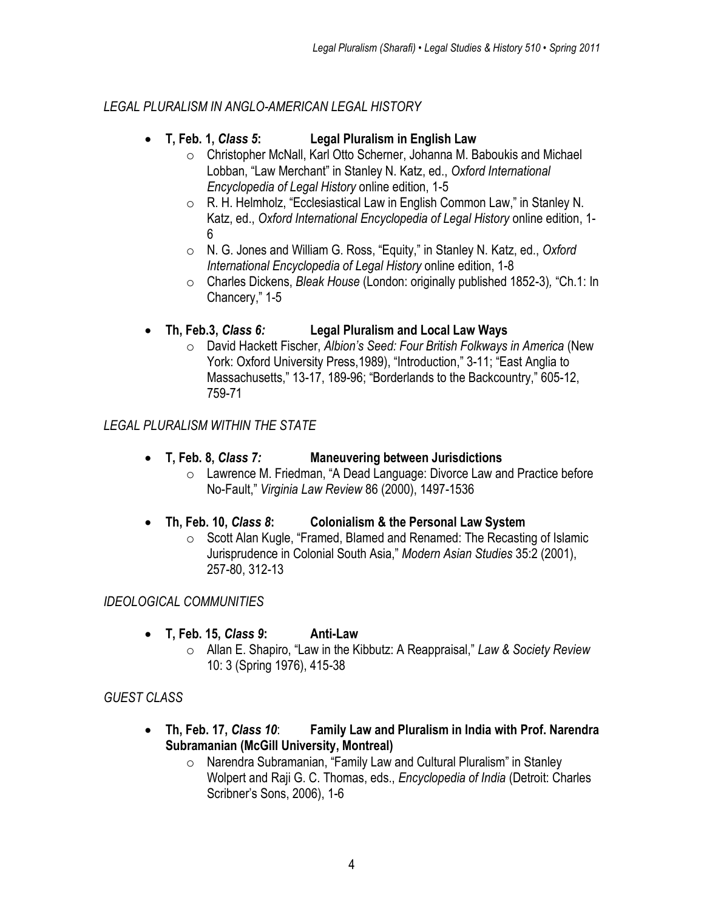*LEGAL PLURALISM IN ANGLO-AMERICAN LEGAL HISTORY*

- **T, Feb. 1, *Class 5*: Legal Pluralism in English Law**
  - Christopher McNall, Karl Otto Scherner, Johanna M. Baboukis and Michael Lobban, "Law Merchant" in Stanley N. Katz, ed., *Oxford International Encyclopedia of Legal History* online edition, 1-5
  - R. H. Helmholz, "Ecclesiastical Law in English Common Law," in Stanley N. Katz, ed., *Oxford International Encyclopedia of Legal History* online edition, 1-6
  - N. G. Jones and William G. Ross, "Equity," in Stanley N. Katz, ed., *Oxford International Encyclopedia of Legal History* online edition, 1-8
  - Charles Dickens, *Bleak House* (London: originally published 1852-3), "Ch.1: In Chancery," 1-5

- **Th, Feb.3, *Class 6:* Legal Pluralism and Local Law Ways**
  - David Hackett Fischer, *Albion's Seed: Four British Folkways in America* (New York: Oxford University Press,1989), "Introduction," 3-11; "East Anglia to Massachusetts," 13-17, 189-96; "Borderlands to the Backcountry," 605-12, 759-71

*LEGAL PLURALISM WITHIN THE STATE*

- **T, Feb. 8, *Class 7:* Maneuvering between Jurisdictions**
  - Lawrence M. Friedman, "A Dead Language: Divorce Law and Practice before No-Fault," *Virginia Law Review* 86 (2000), 1497-1536

- **Th, Feb. 10, *Class 8*: Colonialism & the Personal Law System**
  - Scott Alan Kugle, "Framed, Blamed and Renamed: The Recasting of Islamic Jurisprudence in Colonial South Asia," *Modern Asian Studies* 35:2 (2001), 257-80, 312-13

*IDEOLOGICAL COMMUNITIES*

- **T, Feb. 15, *Class 9*: Anti-Law**
  - Allan E. Shapiro, "Law in the Kibbutz: A Reappraisal," *Law & Society Review* 10: 3 (Spring 1976), 415-38

*GUEST CLASS*

- **Th, Feb. 17, *Class 10*: Family Law and Pluralism in India with Prof. Narendra Subramanian (McGill University, Montreal)**
  - Narendra Subramanian, "Family Law and Cultural Pluralism" in Stanley Wolpert and Raji G. C. Thomas, eds., *Encyclopedia of India* (Detroit: Charles Scribner's Sons, 2006), 1-6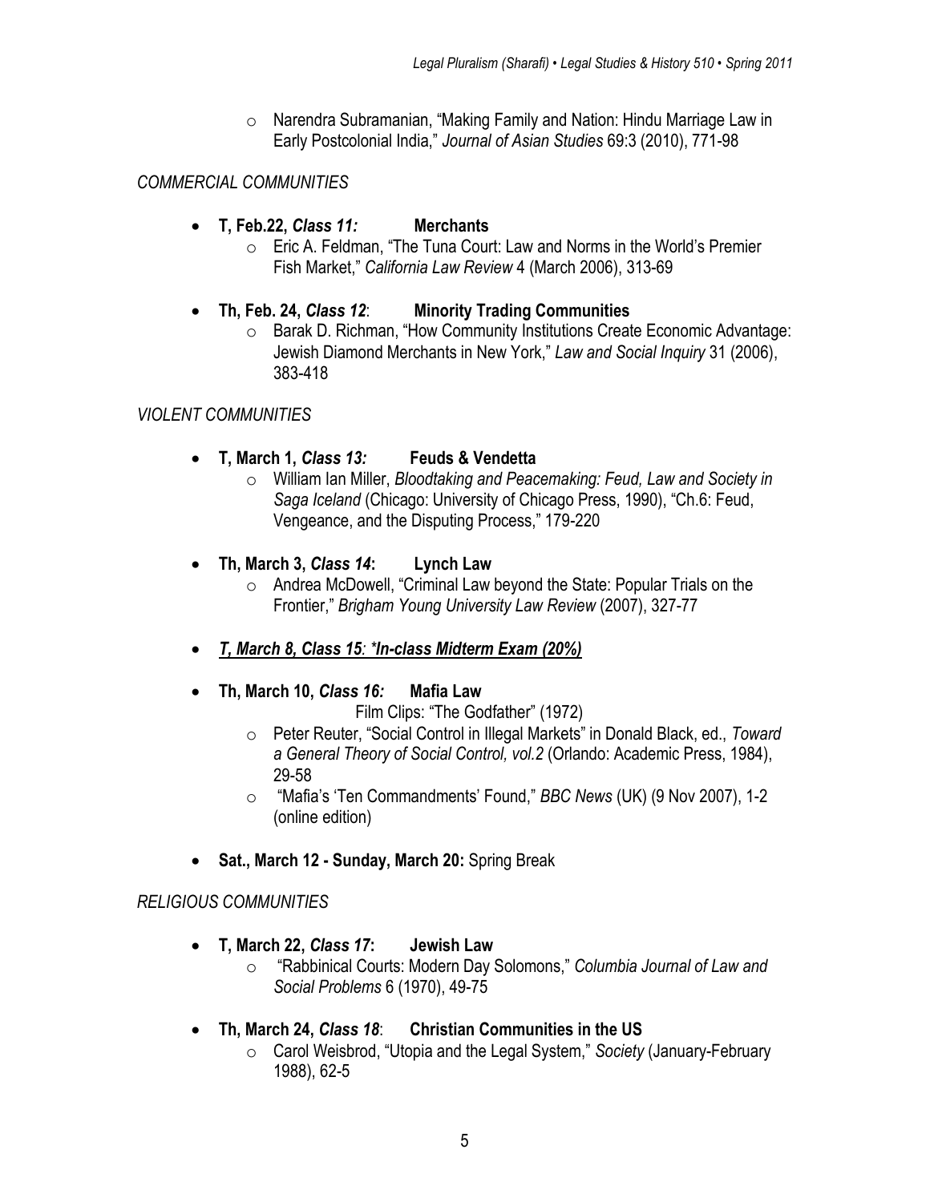- Narendra Subramanian, "Making Family and Nation: Hindu Marriage Law in Early Postcolonial India," *Journal of Asian Studies* 69:3 (2010), 771-98

*COMMERCIAL COMMUNITIES*

- **T, Feb.22, *Class 11:* Merchants**
  - Eric A. Feldman, "The Tuna Court: Law and Norms in the World's Premier Fish Market," *California Law Review* 4 (March 2006), 313-69

- **Th, Feb. 24, *Class 12*: Minority Trading Communities**
  - Barak D. Richman, "How Community Institutions Create Economic Advantage: Jewish Diamond Merchants in New York," *Law and Social Inquiry* 31 (2006), 383-418

*VIOLENT COMMUNITIES*

- **T, March 1, *Class 13:* Feuds & Vendetta**
  - William Ian Miller, *Bloodtaking and Peacemaking: Feud, Law and Society in Saga Iceland* (Chicago: University of Chicago Press, 1990), "Ch.6: Feud, Vengeance, and the Disputing Process," 179-220

- **Th, March 3, *Class 14*: Lynch Law**
  - Andrea McDowell, "Criminal Law beyond the State: Popular Trials on the Frontier," *Brigham Young University Law Review* (2007), 327-77

- ***<u>T, March 8, Class 15: *In-class Midterm Exam (20%)</u>***

- **Th, March 10, *Class 16:* Mafia Law**

  Film Clips: "The Godfather" (1972)
  - Peter Reuter, "Social Control in Illegal Markets" in Donald Black, ed., *Toward a General Theory of Social Control, vol.2* (Orlando: Academic Press, 1984), 29-58
  - "Mafia's 'Ten Commandments' Found," *BBC News* (UK) (9 Nov 2007), 1-2 (online edition)

- **Sat., March 12 - Sunday, March 20:** Spring Break

*RELIGIOUS COMMUNITIES*

- **T, March 22, *Class 17*: Jewish Law**
  - "Rabbinical Courts: Modern Day Solomons," *Columbia Journal of Law and Social Problems* 6 (1970), 49-75

- **Th, March 24, *Class 18*: Christian Communities in the US**
  - Carol Weisbrod, "Utopia and the Legal System," *Society* (January-February 1988), 62-5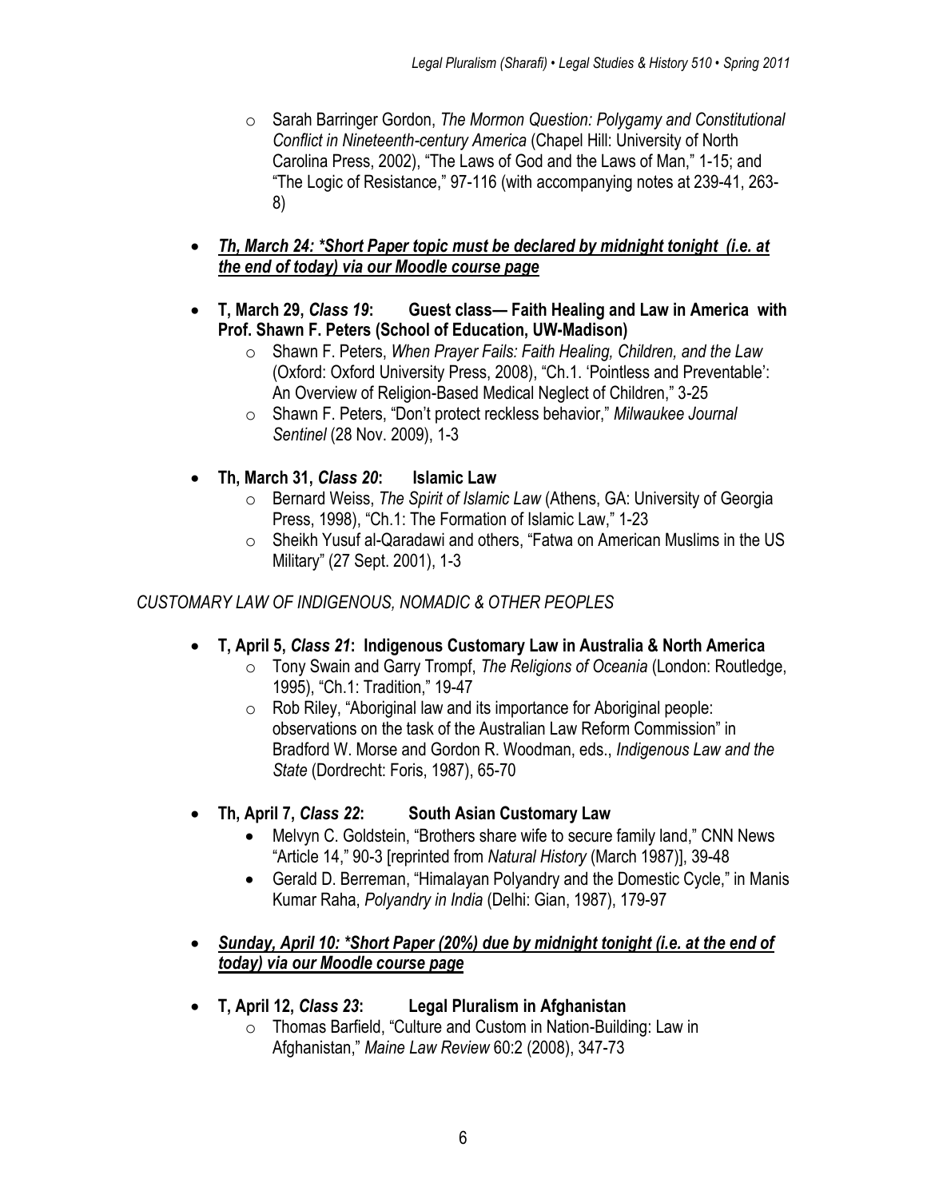- Sarah Barringer Gordon, *The Mormon Question: Polygamy and Constitutional Conflict in Nineteenth-century America* (Chapel Hill: University of North Carolina Press, 2002), "The Laws of God and the Laws of Man," 1-15; and "The Logic of Resistance," 97-116 (with accompanying notes at 239-41, 263-8)

- ***Th, March 24: *Short Paper topic must be declared by midnight tonight (i.e. at the end of today) via our Moodle course page***

- **T, March 29, *Class 19*: Guest class— Faith Healing and Law in America with Prof. Shawn F. Peters (School of Education, UW-Madison)**
  - Shawn F. Peters, *When Prayer Fails: Faith Healing, Children, and the Law* (Oxford: Oxford University Press, 2008), "Ch.1. 'Pointless and Preventable': An Overview of Religion-Based Medical Neglect of Children," 3-25
  - Shawn F. Peters, "Don't protect reckless behavior," *Milwaukee Journal Sentinel* (28 Nov. 2009), 1-3

- **Th, March 31, *Class 20*: Islamic Law**
  - Bernard Weiss, *The Spirit of Islamic Law* (Athens, GA: University of Georgia Press, 1998), "Ch.1: The Formation of Islamic Law," 1-23
  - Sheikh Yusuf al-Qaradawi and others, "Fatwa on American Muslims in the US Military" (27 Sept. 2001), 1-3

*CUSTOMARY LAW OF INDIGENOUS, NOMADIC & OTHER PEOPLES*

- **T, April 5, *Class 21*: Indigenous Customary Law in Australia & North America**
  - Tony Swain and Garry Trompf, *The Religions of Oceania* (London: Routledge, 1995), "Ch.1: Tradition," 19-47
  - Rob Riley, "Aboriginal law and its importance for Aboriginal people: observations on the task of the Australian Law Reform Commission" in Bradford W. Morse and Gordon R. Woodman, eds., *Indigenous Law and the State* (Dordrecht: Foris, 1987), 65-70

- **Th, April 7, *Class 22*: South Asian Customary Law**
  - Melvyn C. Goldstein, "Brothers share wife to secure family land," CNN News "Article 14," 90-3 [reprinted from *Natural History* (March 1987)], 39-48
  - Gerald D. Berreman, "Himalayan Polyandry and the Domestic Cycle," in Manis Kumar Raha, *Polyandry in India* (Delhi: Gian, 1987), 179-97

- ***Sunday, April 10: *Short Paper (20%) due by midnight tonight (i.e. at the end of today) via our Moodle course page***

- **T, April 12, *Class 23*: Legal Pluralism in Afghanistan**
  - Thomas Barfield, "Culture and Custom in Nation-Building: Law in Afghanistan," *Maine Law Review* 60:2 (2008), 347-73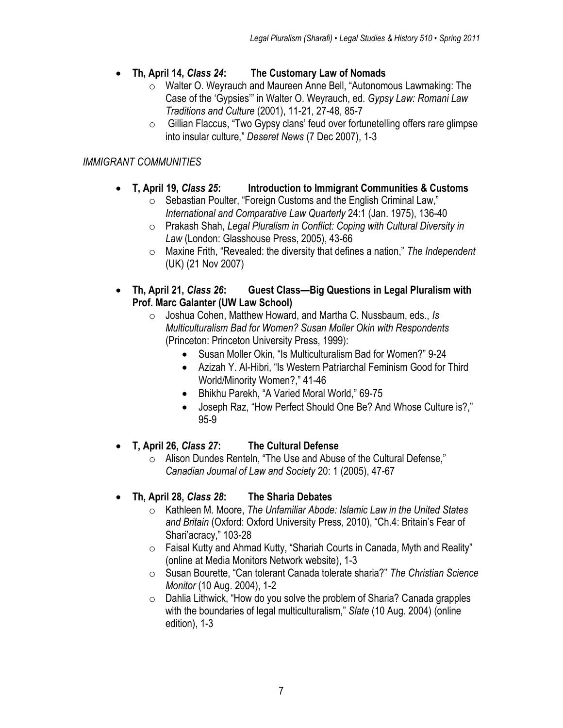- **Th, April 14, *Class 24*: The Customary Law of Nomads**
    - Walter O. Weyrauch and Maureen Anne Bell, "Autonomous Lawmaking: The Case of the 'Gypsies'" in Walter O. Weyrauch, ed. *Gypsy Law: Romani Law Traditions and Culture* (2001), 11-21, 27-48, 85-7
    - Gillian Flaccus, "Two Gypsy clans' feud over fortunetelling offers rare glimpse into insular culture," *Deseret News* (7 Dec 2007), 1-3

*IMMIGRANT COMMUNITIES*

- **T, April 19, *Class 25*: Introduction to Immigrant Communities & Customs**
    - Sebastian Poulter, "Foreign Customs and the English Criminal Law," *International and Comparative Law Quarterly* 24:1 (Jan. 1975), 136-40
    - Prakash Shah, *Legal Pluralism in Conflict: Coping with Cultural Diversity in Law* (London: Glasshouse Press, 2005), 43-66
    - Maxine Frith, "Revealed: the diversity that defines a nation," *The Independent* (UK) (21 Nov 2007)

- **Th, April 21, *Class 26*: Guest Class—Big Questions in Legal Pluralism with Prof. Marc Galanter (UW Law School)**
    - Joshua Cohen, Matthew Howard, and Martha C. Nussbaum, eds., *Is Multiculturalism Bad for Women? Susan Moller Okin with Respondents* (Princeton: Princeton University Press, 1999):
        - Susan Moller Okin, "Is Multiculturalism Bad for Women?" 9-24
        - Azizah Y. Al-Hibri, "Is Western Patriarchal Feminism Good for Third World/Minority Women?," 41-46
        - Bhikhu Parekh, "A Varied Moral World," 69-75
        - Joseph Raz, "How Perfect Should One Be? And Whose Culture is?," 95-9

- **T, April 26, *Class 27*: The Cultural Defense**
    - Alison Dundes Renteln, "The Use and Abuse of the Cultural Defense," *Canadian Journal of Law and Society* 20: 1 (2005), 47-67

- **Th, April 28, *Class 28*: The Sharia Debates**
    - Kathleen M. Moore, *The Unfamiliar Abode: Islamic Law in the United States and Britain* (Oxford: Oxford University Press, 2010), "Ch.4: Britain's Fear of Shari'acracy," 103-28
    - Faisal Kutty and Ahmad Kutty, "Shariah Courts in Canada, Myth and Reality" (online at Media Monitors Network website), 1-3
    - Susan Bourette, "Can tolerant Canada tolerate sharia?" *The Christian Science Monitor* (10 Aug. 2004), 1-2
    - Dahlia Lithwick, "How do you solve the problem of Sharia? Canada grapples with the boundaries of legal multiculturalism," *Slate* (10 Aug. 2004) (online edition), 1-3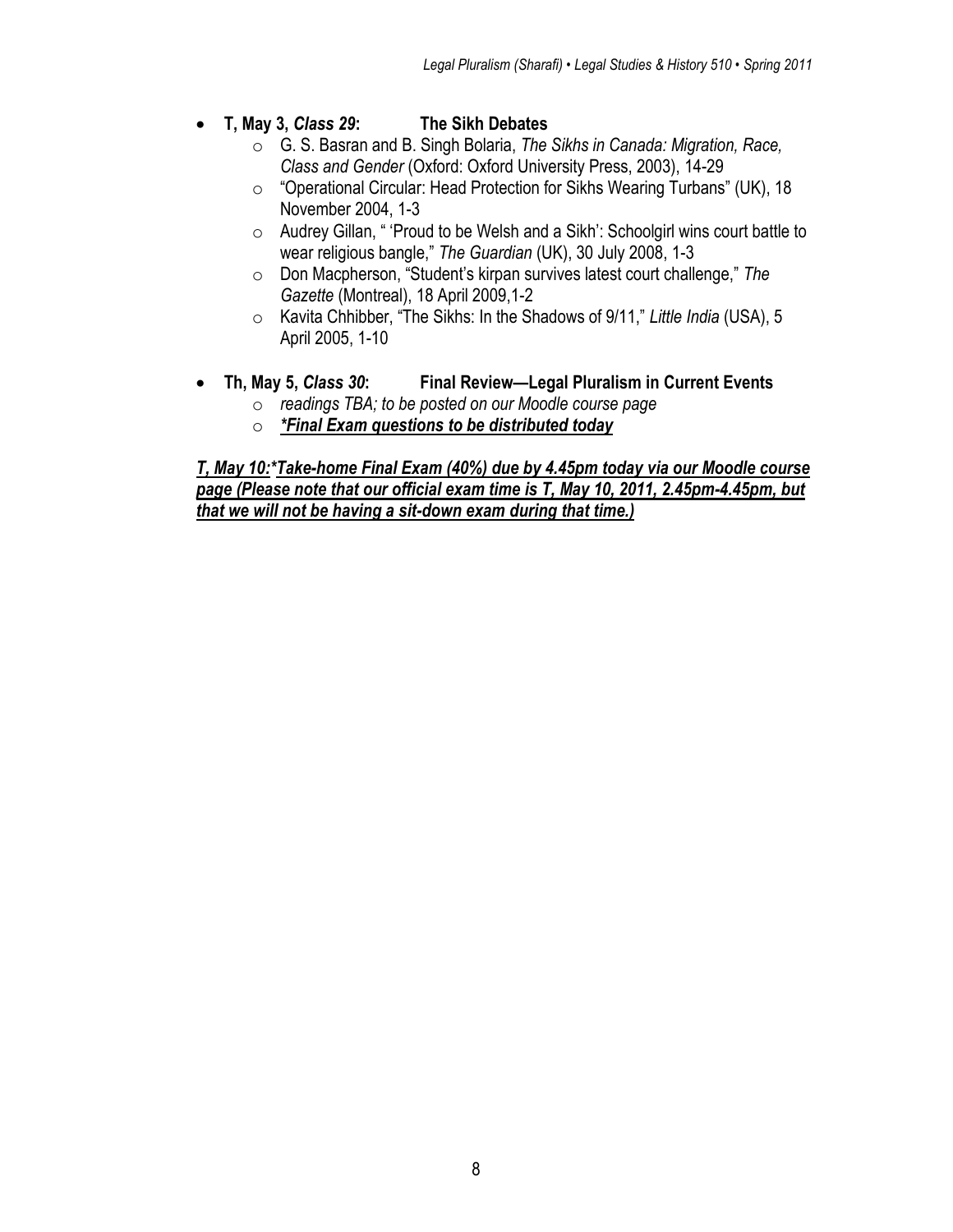- **T, May 3, *Class 29*: The Sikh Debates**
    - G. S. Basran and B. Singh Bolaria, *The Sikhs in Canada: Migration, Race, Class and Gender* (Oxford: Oxford University Press, 2003), 14-29
    - "Operational Circular: Head Protection for Sikhs Wearing Turbans" (UK), 18 November 2004, 1-3
    - Audrey Gillan, " 'Proud to be Welsh and a Sikh': Schoolgirl wins court battle to wear religious bangle," *The Guardian* (UK), 30 July 2008, 1-3
    - Don Macpherson, "Student's kirpan survives latest court challenge," *The Gazette* (Montreal), 18 April 2009,1-2
    - Kavita Chhibber, "The Sikhs: In the Shadows of 9/11," *Little India* (USA), 5 April 2005, 1-10

- **Th, May 5, *Class 30*: Final Review—Legal Pluralism in Current Events**
    - *readings TBA; to be posted on our Moodle course page*
    - ***\*Final Exam questions to be distributed today***

***T, May 10:\*Take-home Final Exam (40%) due by 4.45pm today via our Moodle course page (Please note that our official exam time is T, May 10, 2011, 2.45pm-4.45pm, but that we will not be having a sit-down exam during that time.)***